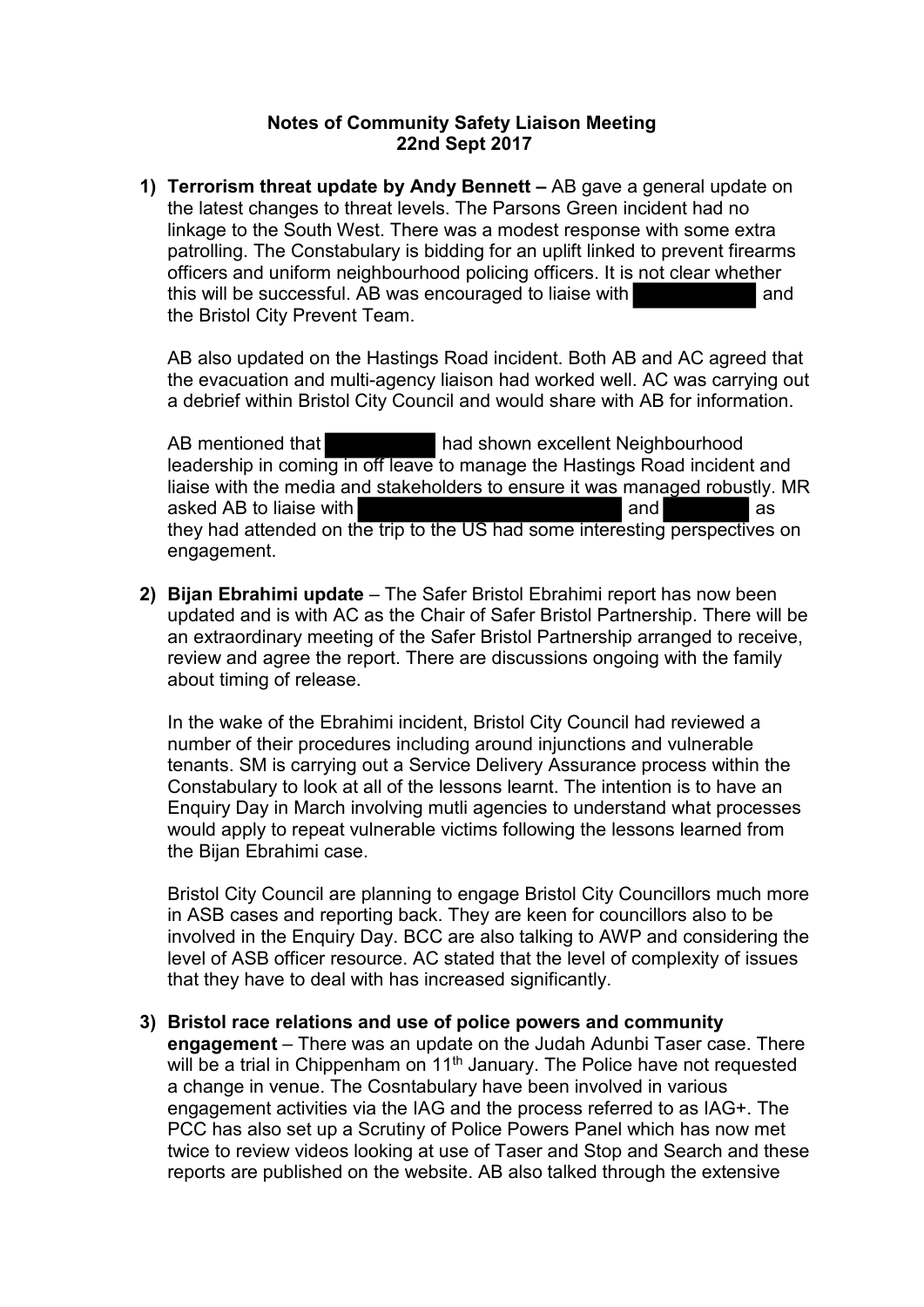**Notes of Community Safety Liaison Meeting**
**22nd Sept 2017**

1) **Terrorism threat update by Andy Bennett –** AB gave a general update on the latest changes to threat levels. The Parsons Green incident had no linkage to the South West. There was a modest response with some extra patrolling. The Constabulary is bidding for an uplift linked to prevent firearms officers and uniform neighbourhood policing officers. It is not clear whether this will be successful. AB was encouraged to liaise with [REDACTED] and the Bristol City Prevent Team.

   AB also updated on the Hastings Road incident. Both AB and AC agreed that the evacuation and multi-agency liaison had worked well. AC was carrying out a debrief within Bristol City Council and would share with AB for information.

   AB mentioned that [REDACTED] had shown excellent Neighbourhood leadership in coming in off leave to manage the Hastings Road incident and liaise with the media and stakeholders to ensure it was managed robustly. MR asked AB to liaise with [REDACTED] and [REDACTED] as they had attended on the trip to the US had some interesting perspectives on engagement.

2) **Bijan Ebrahimi update** – The Safer Bristol Ebrahimi report has now been updated and is with AC as the Chair of Safer Bristol Partnership. There will be an extraordinary meeting of the Safer Bristol Partnership arranged to receive, review and agree the report. There are discussions ongoing with the family about timing of release.

   In the wake of the Ebrahimi incident, Bristol City Council had reviewed a number of their procedures including around injunctions and vulnerable tenants. SM is carrying out a Service Delivery Assurance process within the Constabulary to look at all of the lessons learnt. The intention is to have an Enquiry Day in March involving mutli agencies to understand what processes would apply to repeat vulnerable victims following the lessons learned from the Bijan Ebrahimi case.

   Bristol City Council are planning to engage Bristol City Councillors much more in ASB cases and reporting back. They are keen for councillors also to be involved in the Enquiry Day. BCC are also talking to AWP and considering the level of ASB officer resource. AC stated that the level of complexity of issues that they have to deal with has increased significantly.

3) **Bristol race relations and use of police powers and community engagement** – There was an update on the Judah Adunbi Taser case. There will be a trial in Chippenham on 11th January. The Police have not requested a change in venue. The Cosntabulary have been involved in various engagement activities via the IAG and the process referred to as IAG+. The PCC has also set up a Scrutiny of Police Powers Panel which has now met twice to review videos looking at use of Taser and Stop and Search and these reports are published on the website. AB also talked through the extensive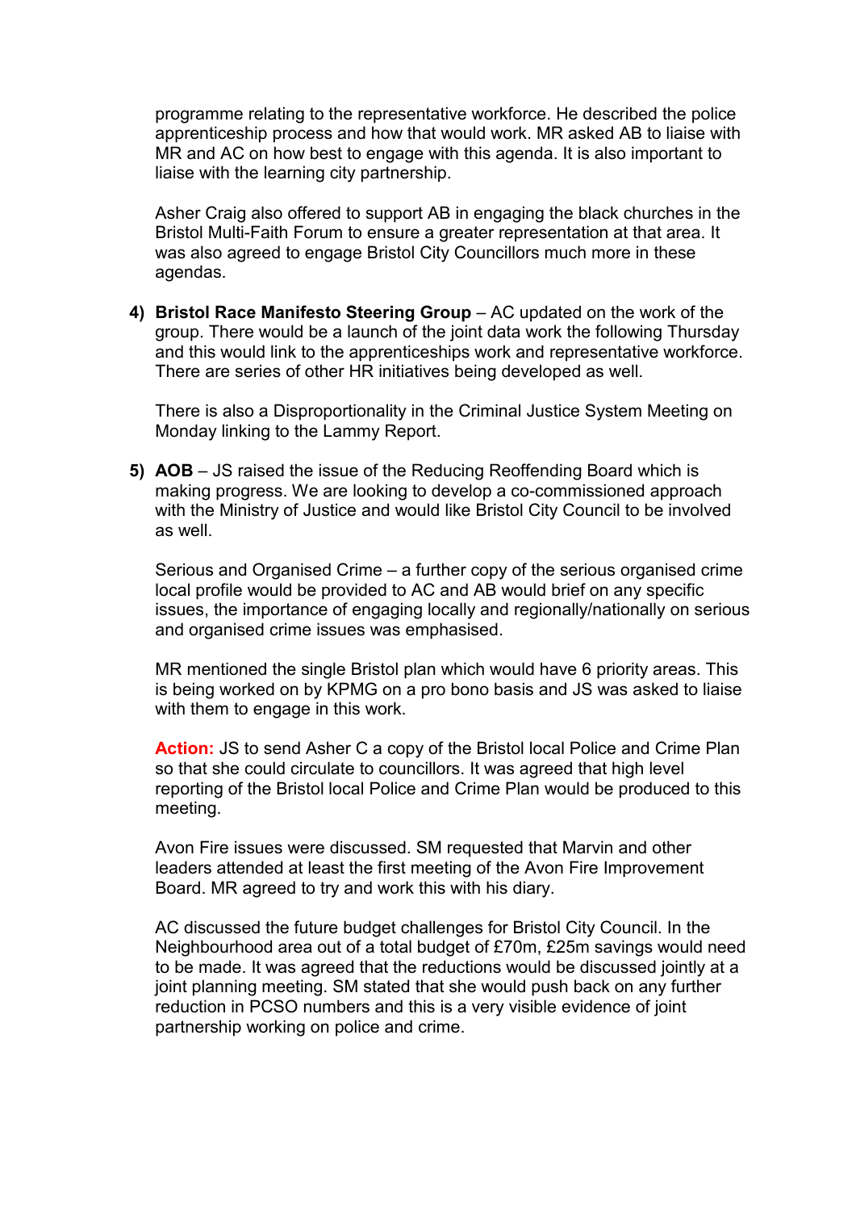programme relating to the representative workforce. He described the police apprenticeship process and how that would work. MR asked AB to liaise with MR and AC on how best to engage with this agenda. It is also important to liaise with the learning city partnership.

Asher Craig also offered to support AB in engaging the black churches in the Bristol Multi-Faith Forum to ensure a greater representation at that area. It was also agreed to engage Bristol City Councillors much more in these agendas.

4) **Bristol Race Manifesto Steering Group** – AC updated on the work of the group. There would be a launch of the joint data work the following Thursday and this would link to the apprenticeships work and representative workforce. There are series of other HR initiatives being developed as well.

   There is also a Disproportionality in the Criminal Justice System Meeting on Monday linking to the Lammy Report.

5) **AOB** – JS raised the issue of the Reducing Reoffending Board which is making progress. We are looking to develop a co-commissioned approach with the Ministry of Justice and would like Bristol City Council to be involved as well.

   Serious and Organised Crime – a further copy of the serious organised crime local profile would be provided to AC and AB would brief on any specific issues, the importance of engaging locally and regionally/nationally on serious and organised crime issues was emphasised.

   MR mentioned the single Bristol plan which would have 6 priority areas. This is being worked on by KPMG on a pro bono basis and JS was asked to liaise with them to engage in this work.

   **Action:** JS to send Asher C a copy of the Bristol local Police and Crime Plan so that she could circulate to councillors. It was agreed that high level reporting of the Bristol local Police and Crime Plan would be produced to this meeting.

   Avon Fire issues were discussed. SM requested that Marvin and other leaders attended at least the first meeting of the Avon Fire Improvement Board. MR agreed to try and work this with his diary.

   AC discussed the future budget challenges for Bristol City Council. In the Neighbourhood area out of a total budget of £70m, £25m savings would need to be made. It was agreed that the reductions would be discussed jointly at a joint planning meeting. SM stated that she would push back on any further reduction in PCSO numbers and this is a very visible evidence of joint partnership working on police and crime.